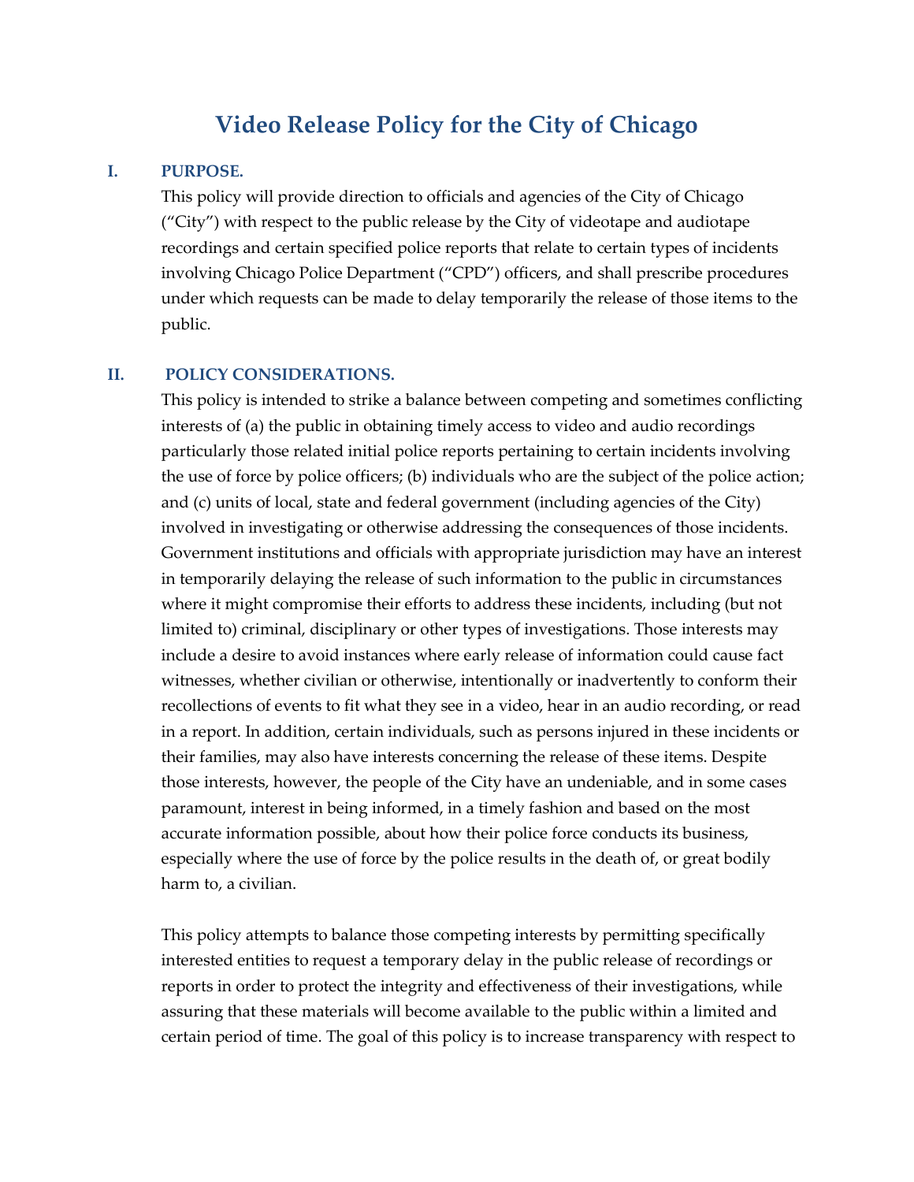# Video Release Policy for the City of Chicago

## I. PURPOSE.

This policy will provide direction to officials and agencies of the City of Chicago (“City”) with respect to the public release by the City of videotape and audiotape recordings and certain specified police reports that relate to certain types of incidents involving Chicago Police Department (“CPD”) officers, and shall prescribe procedures under which requests can be made to delay temporarily the release of those items to the public.

## II. POLICY CONSIDERATIONS.

This policy is intended to strike a balance between competing and sometimes conflicting interests of (a) the public in obtaining timely access to video and audio recordings particularly those related initial police reports pertaining to certain incidents involving the use of force by police officers; (b) individuals who are the subject of the police action; and (c) units of local, state and federal government (including agencies of the City) involved in investigating or otherwise addressing the consequences of those incidents. Government institutions and officials with appropriate jurisdiction may have an interest in temporarily delaying the release of such information to the public in circumstances where it might compromise their efforts to address these incidents, including (but not limited to) criminal, disciplinary or other types of investigations. Those interests may include a desire to avoid instances where early release of information could cause fact witnesses, whether civilian or otherwise, intentionally or inadvertently to conform their recollections of events to fit what they see in a video, hear in an audio recording, or read in a report. In addition, certain individuals, such as persons injured in these incidents or their families, may also have interests concerning the release of these items. Despite those interests, however, the people of the City have an undeniable, and in some cases paramount, interest in being informed, in a timely fashion and based on the most accurate information possible, about how their police force conducts its business, especially where the use of force by the police results in the death of, or great bodily harm to, a civilian.

This policy attempts to balance those competing interests by permitting specifically interested entities to request a temporary delay in the public release of recordings or reports in order to protect the integrity and effectiveness of their investigations, while assuring that these materials will become available to the public within a limited and certain period of time. The goal of this policy is to increase transparency with respect to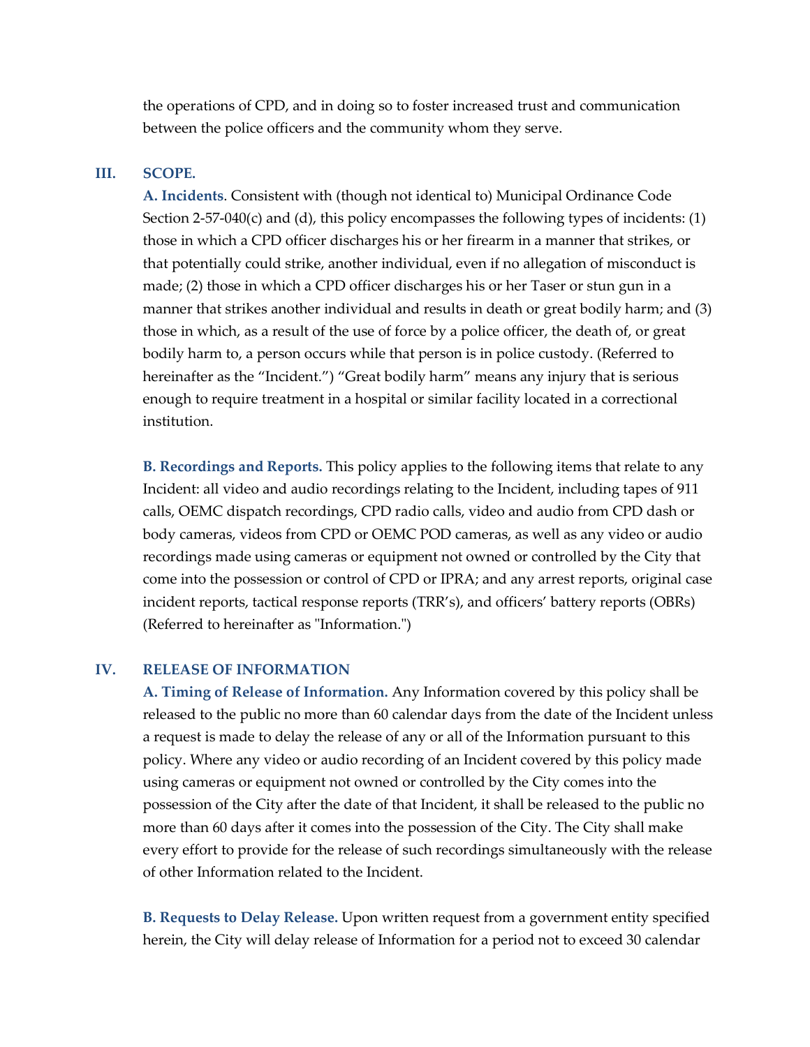the operations of CPD, and in doing so to foster increased trust and communication between the police officers and the community whom they serve.

## III. SCOPE.

**A. Incidents**. Consistent with (though not identical to) Municipal Ordinance Code Section 2-57-040(c) and (d), this policy encompasses the following types of incidents: (1) those in which a CPD officer discharges his or her firearm in a manner that strikes, or that potentially could strike, another individual, even if no allegation of misconduct is made; (2) those in which a CPD officer discharges his or her Taser or stun gun in a manner that strikes another individual and results in death or great bodily harm; and (3) those in which, as a result of the use of force by a police officer, the death of, or great bodily harm to, a person occurs while that person is in police custody. (Referred to hereinafter as the "Incident.") "Great bodily harm" means any injury that is serious enough to require treatment in a hospital or similar facility located in a correctional institution.

**B. Recordings and Reports.** This policy applies to the following items that relate to any Incident: all video and audio recordings relating to the Incident, including tapes of 911 calls, OEMC dispatch recordings, CPD radio calls, video and audio from CPD dash or body cameras, videos from CPD or OEMC POD cameras, as well as any video or audio recordings made using cameras or equipment not owned or controlled by the City that come into the possession or control of CPD or IPRA; and any arrest reports, original case incident reports, tactical response reports (TRR's), and officers' battery reports (OBRs) (Referred to hereinafter as "Information.")

## IV. RELEASE OF INFORMATION

**A. Timing of Release of Information.** Any Information covered by this policy shall be released to the public no more than 60 calendar days from the date of the Incident unless a request is made to delay the release of any or all of the Information pursuant to this policy. Where any video or audio recording of an Incident covered by this policy made using cameras or equipment not owned or controlled by the City comes into the possession of the City after the date of that Incident, it shall be released to the public no more than 60 days after it comes into the possession of the City. The City shall make every effort to provide for the release of such recordings simultaneously with the release of other Information related to the Incident.

**B. Requests to Delay Release.** Upon written request from a government entity specified herein, the City will delay release of Information for a period not to exceed 30 calendar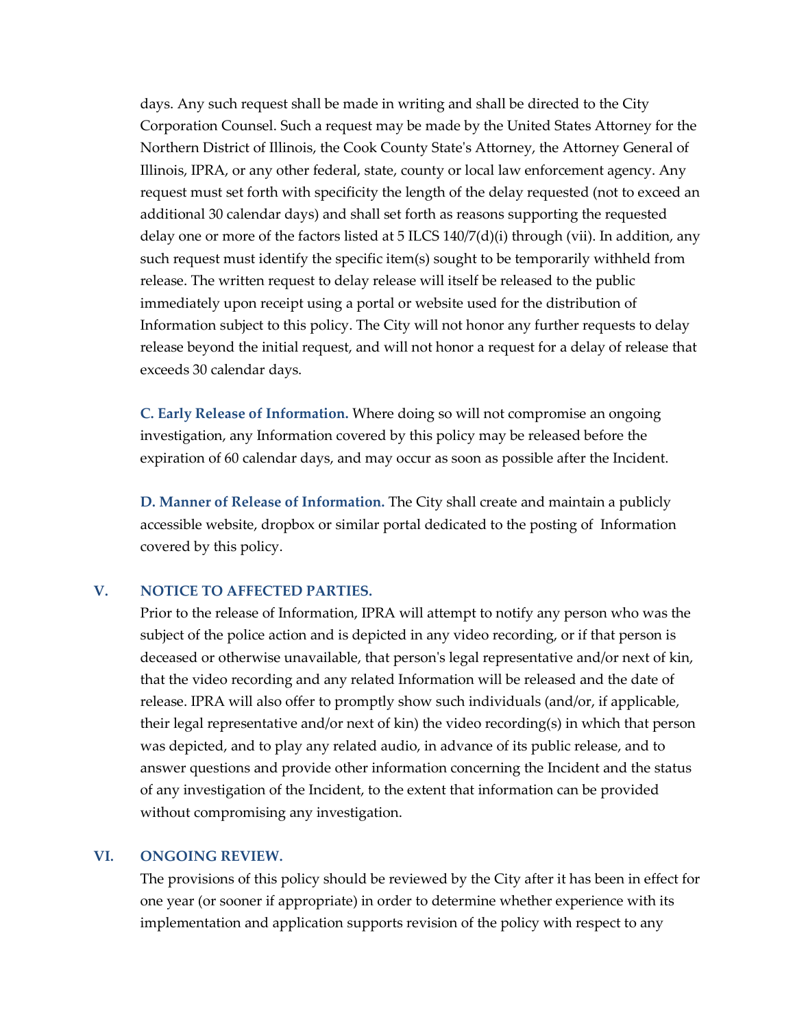days. Any such request shall be made in writing and shall be directed to the City Corporation Counsel. Such a request may be made by the United States Attorney for the Northern District of Illinois, the Cook County State's Attorney, the Attorney General of Illinois, IPRA, or any other federal, state, county or local law enforcement agency. Any request must set forth with specificity the length of the delay requested (not to exceed an additional 30 calendar days) and shall set forth as reasons supporting the requested delay one or more of the factors listed at 5 ILCS 140/7(d)(i) through (vii). In addition, any such request must identify the specific item(s) sought to be temporarily withheld from release. The written request to delay release will itself be released to the public immediately upon receipt using a portal or website used for the distribution of Information subject to this policy. The City will not honor any further requests to delay release beyond the initial request, and will not honor a request for a delay of release that exceeds 30 calendar days.

**C. Early Release of Information.** Where doing so will not compromise an ongoing investigation, any Information covered by this policy may be released before the expiration of 60 calendar days, and may occur as soon as possible after the Incident.

**D. Manner of Release of Information.** The City shall create and maintain a publicly accessible website, dropbox or similar portal dedicated to the posting of Information covered by this policy.

## V. NOTICE TO AFFECTED PARTIES.

Prior to the release of Information, IPRA will attempt to notify any person who was the subject of the police action and is depicted in any video recording, or if that person is deceased or otherwise unavailable, that person's legal representative and/or next of kin, that the video recording and any related Information will be released and the date of release. IPRA will also offer to promptly show such individuals (and/or, if applicable, their legal representative and/or next of kin) the video recording(s) in which that person was depicted, and to play any related audio, in advance of its public release, and to answer questions and provide other information concerning the Incident and the status of any investigation of the Incident, to the extent that information can be provided without compromising any investigation.

## VI. ONGOING REVIEW.

The provisions of this policy should be reviewed by the City after it has been in effect for one year (or sooner if appropriate) in order to determine whether experience with its implementation and application supports revision of the policy with respect to any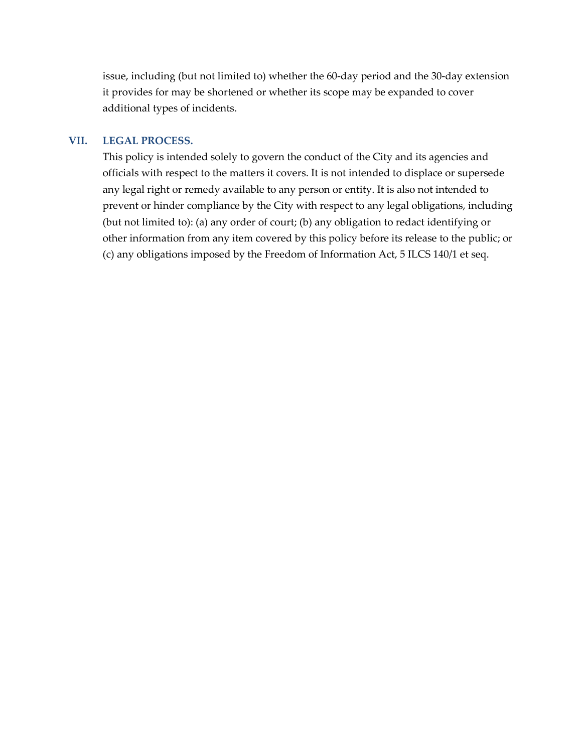issue, including (but not limited to) whether the 60-day period and the 30-day extension it provides for may be shortened or whether its scope may be expanded to cover additional types of incidents.

## VII. LEGAL PROCESS.

This policy is intended solely to govern the conduct of the City and its agencies and officials with respect to the matters it covers. It is not intended to displace or supersede any legal right or remedy available to any person or entity. It is also not intended to prevent or hinder compliance by the City with respect to any legal obligations, including (but not limited to): (a) any order of court; (b) any obligation to redact identifying or other information from any item covered by this policy before its release to the public; or (c) any obligations imposed by the Freedom of Information Act, 5 ILCS 140/1 et seq.